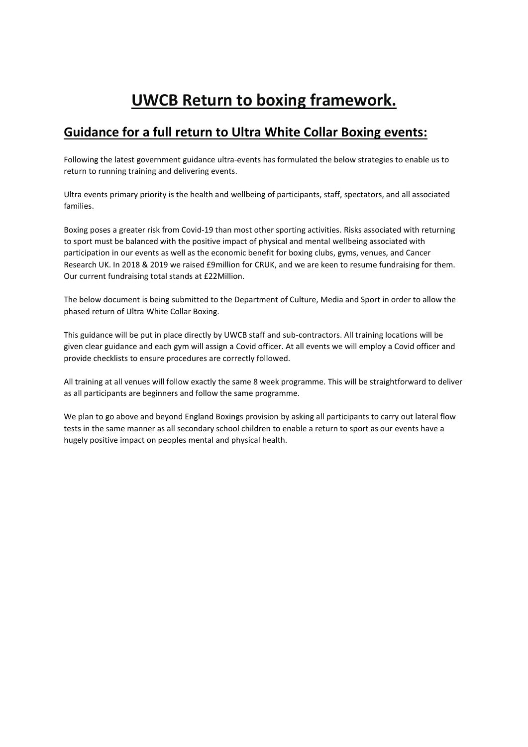# UWCB Return to boxing framework.

## Guidance for a full return to Ultra White Collar Boxing events:

Following the latest government guidance ultra-events has formulated the below strategies to enable us to return to running training and delivering events.

Ultra events primary priority is the health and wellbeing of participants, staff, spectators, and all associated families.

Boxing poses a greater risk from Covid-19 than most other sporting activities. Risks associated with returning to sport must be balanced with the positive impact of physical and mental wellbeing associated with participation in our events as well as the economic benefit for boxing clubs, gyms, venues, and Cancer Research UK. In 2018 & 2019 we raised £9million for CRUK, and we are keen to resume fundraising for them. Our current fundraising total stands at £22Million.

The below document is being submitted to the Department of Culture, Media and Sport in order to allow the phased return of Ultra White Collar Boxing.

This guidance will be put in place directly by UWCB staff and sub-contractors. All training locations will be given clear guidance and each gym will assign a Covid officer. At all events we will employ a Covid officer and provide checklists to ensure procedures are correctly followed.

All training at all venues will follow exactly the same 8 week programme. This will be straightforward to deliver as all participants are beginners and follow the same programme.

We plan to go above and beyond England Boxings provision by asking all participants to carry out lateral flow tests in the same manner as all secondary school children to enable a return to sport as our events have a hugely positive impact on peoples mental and physical health.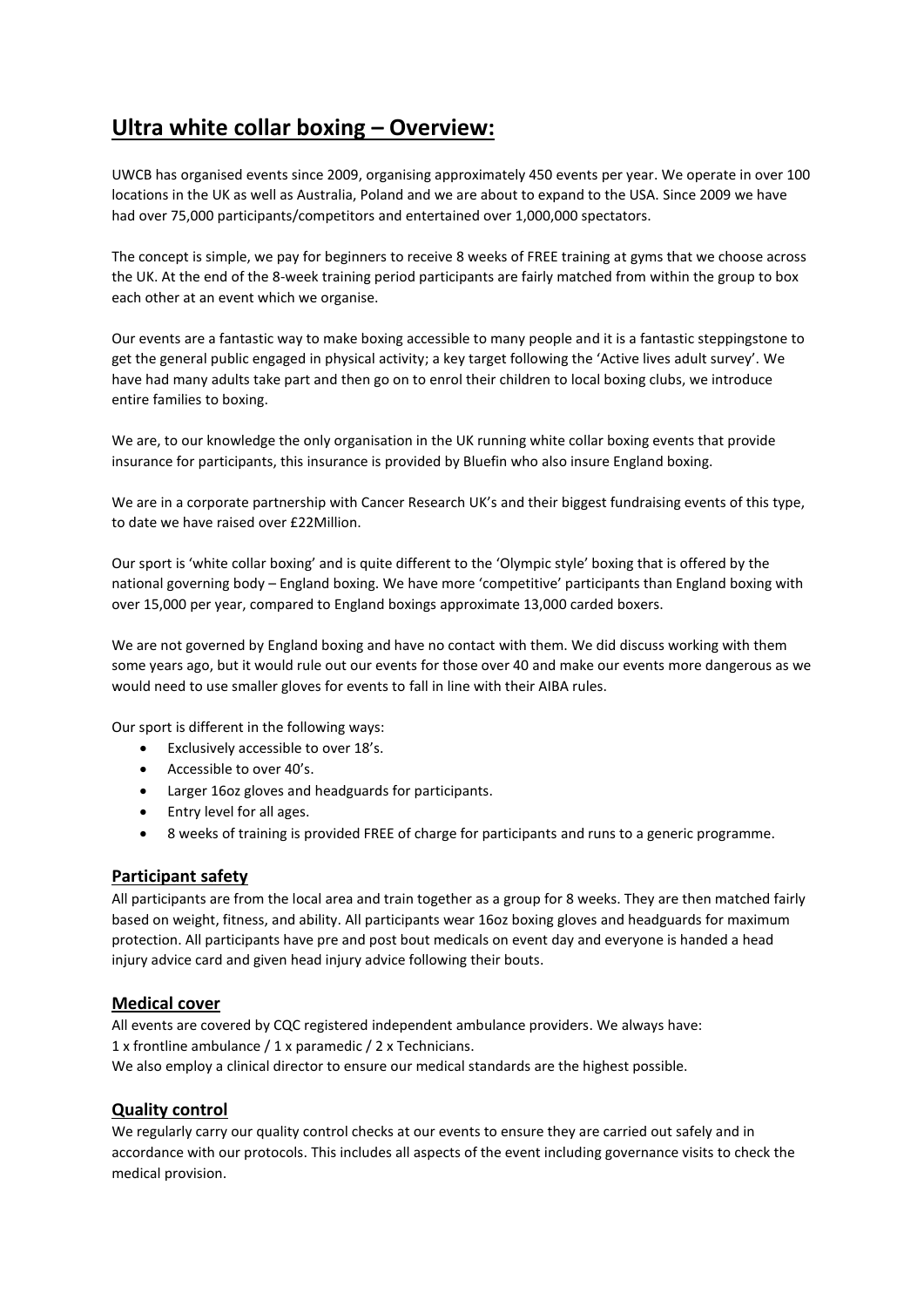# Ultra white collar boxing – Overview:

UWCB has organised events since 2009, organising approximately 450 events per year. We operate in over 100 locations in the UK as well as Australia, Poland and we are about to expand to the USA. Since 2009 we have had over 75,000 participants/competitors and entertained over 1,000,000 spectators.

The concept is simple, we pay for beginners to receive 8 weeks of FREE training at gyms that we choose across the UK. At the end of the 8-week training period participants are fairly matched from within the group to box each other at an event which we organise.

Our events are a fantastic way to make boxing accessible to many people and it is a fantastic steppingstone to get the general public engaged in physical activity; a key target following the 'Active lives adult survey'. We have had many adults take part and then go on to enrol their children to local boxing clubs, we introduce entire families to boxing.

We are, to our knowledge the only organisation in the UK running white collar boxing events that provide insurance for participants, this insurance is provided by Bluefin who also insure England boxing.

We are in a corporate partnership with Cancer Research UK's and their biggest fundraising events of this type, to date we have raised over £22Million.

Our sport is 'white collar boxing' and is quite different to the 'Olympic style' boxing that is offered by the national governing body – England boxing. We have more 'competitive' participants than England boxing with over 15,000 per year, compared to England boxings approximate 13,000 carded boxers.

We are not governed by England boxing and have no contact with them. We did discuss working with them some years ago, but it would rule out our events for those over 40 and make our events more dangerous as we would need to use smaller gloves for events to fall in line with their AIBA rules.

Our sport is different in the following ways:

- Exclusively accessible to over 18's.
- Accessible to over 40's.
- Larger 16oz gloves and headguards for participants.
- Entry level for all ages.
- 8 weeks of training is provided FREE of charge for participants and runs to a generic programme.

## Participant safety

All participants are from the local area and train together as a group for 8 weeks. They are then matched fairly based on weight, fitness, and ability. All participants wear 16oz boxing gloves and headguards for maximum protection. All participants have pre and post bout medicals on event day and everyone is handed a head injury advice card and given head injury advice following their bouts.

## Medical cover

All events are covered by CQC registered independent ambulance providers. We always have:
1 x frontline ambulance / 1 x paramedic / 2 x Technicians.
We also employ a clinical director to ensure our medical standards are the highest possible.

## Quality control

We regularly carry our quality control checks at our events to ensure they are carried out safely and in accordance with our protocols. This includes all aspects of the event including governance visits to check the medical provision.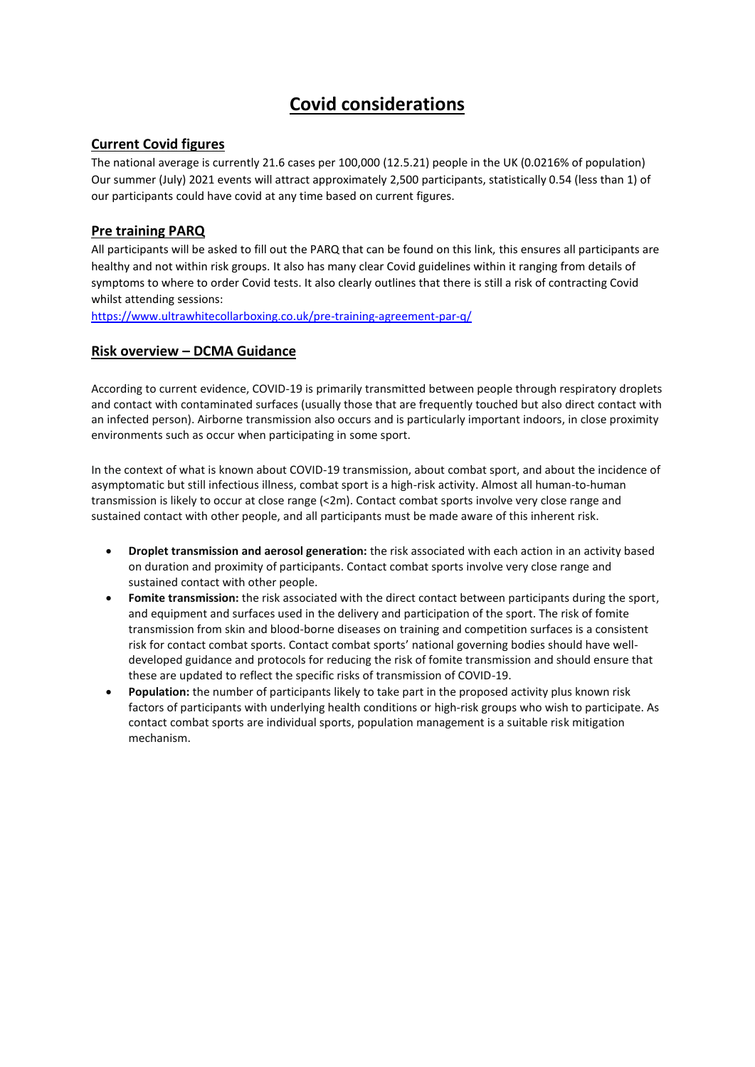# Covid considerations

## Current Covid figures

The national average is currently 21.6 cases per 100,000 (12.5.21) people in the UK (0.0216% of population) Our summer (July) 2021 events will attract approximately 2,500 participants, statistically 0.54 (less than 1) of our participants could have covid at any time based on current figures.

## Pre training PARQ

All participants will be asked to fill out the PARQ that can be found on this link, this ensures all participants are healthy and not within risk groups. It also has many clear Covid guidelines within it ranging from details of symptoms to where to order Covid tests. It also clearly outlines that there is still a risk of contracting Covid whilst attending sessions:

https://www.ultrawhitecollarboxing.co.uk/pre-training-agreement-par-q/

## Risk overview – DCMA Guidance

According to current evidence, COVID-19 is primarily transmitted between people through respiratory droplets and contact with contaminated surfaces (usually those that are frequently touched but also direct contact with an infected person). Airborne transmission also occurs and is particularly important indoors, in close proximity environments such as occur when participating in some sport.

In the context of what is known about COVID-19 transmission, about combat sport, and about the incidence of asymptomatic but still infectious illness, combat sport is a high-risk activity. Almost all human-to-human transmission is likely to occur at close range (<2m). Contact combat sports involve very close range and sustained contact with other people, and all participants must be made aware of this inherent risk.

- **Droplet transmission and aerosol generation:** the risk associated with each action in an activity based on duration and proximity of participants. Contact combat sports involve very close range and sustained contact with other people.
- **Fomite transmission:** the risk associated with the direct contact between participants during the sport, and equipment and surfaces used in the delivery and participation of the sport. The risk of fomite transmission from skin and blood-borne diseases on training and competition surfaces is a consistent risk for contact combat sports. Contact combat sports' national governing bodies should have well-developed guidance and protocols for reducing the risk of fomite transmission and should ensure that these are updated to reflect the specific risks of transmission of COVID-19.
- **Population:** the number of participants likely to take part in the proposed activity plus known risk factors of participants with underlying health conditions or high-risk groups who wish to participate. As contact combat sports are individual sports, population management is a suitable risk mitigation mechanism.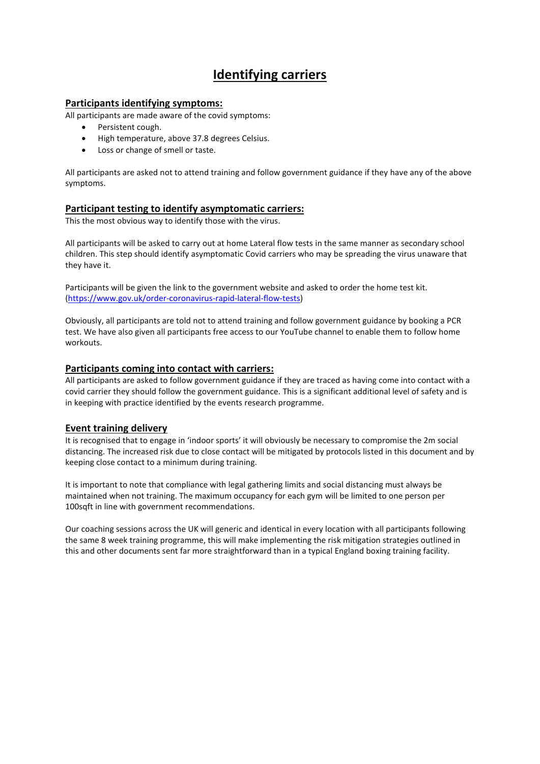# Identifying carriers

## Participants identifying symptoms:

All participants are made aware of the covid symptoms:

- Persistent cough.
- High temperature, above 37.8 degrees Celsius.
- Loss or change of smell or taste.

All participants are asked not to attend training and follow government guidance if they have any of the above symptoms.

## Participant testing to identify asymptomatic carriers:

This the most obvious way to identify those with the virus.

All participants will be asked to carry out at home Lateral flow tests in the same manner as secondary school children. This step should identify asymptomatic Covid carriers who may be spreading the virus unaware that they have it.

Participants will be given the link to the government website and asked to order the home test kit. ([https://www.gov.uk/order-coronavirus-rapid-lateral-flow-tests](https://www.gov.uk/order-coronavirus-rapid-lateral-flow-tests))

Obviously, all participants are told not to attend training and follow government guidance by booking a PCR test. We have also given all participants free access to our YouTube channel to enable them to follow home workouts.

## Participants coming into contact with carriers:

All participants are asked to follow government guidance if they are traced as having come into contact with a covid carrier they should follow the government guidance. This is a significant additional level of safety and is in keeping with practice identified by the events research programme.

## Event training delivery

It is recognised that to engage in 'indoor sports' it will obviously be necessary to compromise the 2m social distancing. The increased risk due to close contact will be mitigated by protocols listed in this document and by keeping close contact to a minimum during training.

It is important to note that compliance with legal gathering limits and social distancing must always be maintained when not training. The maximum occupancy for each gym will be limited to one person per 100sqft in line with government recommendations.

Our coaching sessions across the UK will generic and identical in every location with all participants following the same 8 week training programme, this will make implementing the risk mitigation strategies outlined in this and other documents sent far more straightforward than in a typical England boxing training facility.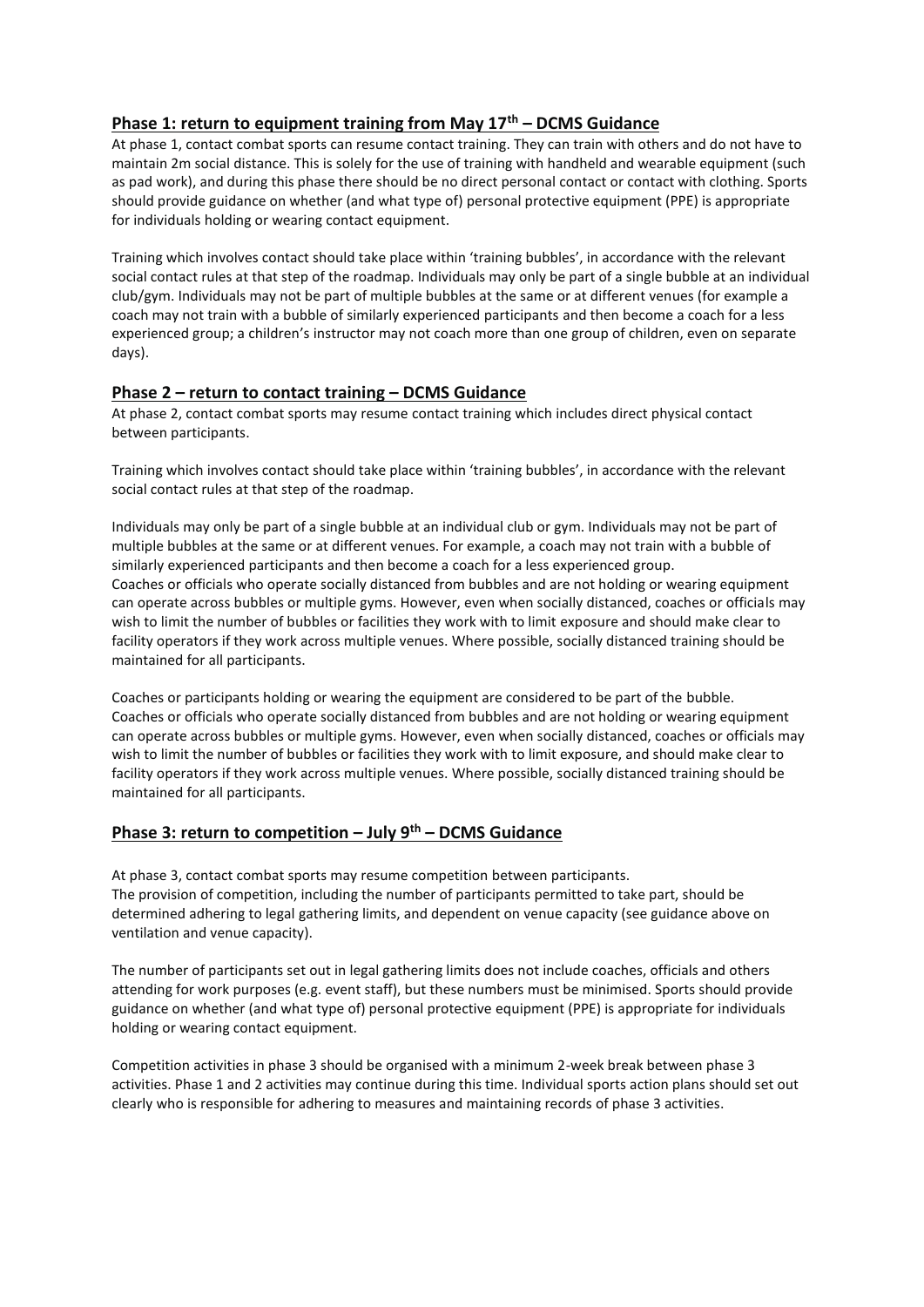## Phase 1: return to equipment training from May 17th – DCMS Guidance

At phase 1, contact combat sports can resume contact training. They can train with others and do not have to maintain 2m social distance. This is solely for the use of training with handheld and wearable equipment (such as pad work), and during this phase there should be no direct personal contact or contact with clothing. Sports should provide guidance on whether (and what type of) personal protective equipment (PPE) is appropriate for individuals holding or wearing contact equipment.

Training which involves contact should take place within 'training bubbles', in accordance with the relevant social contact rules at that step of the roadmap. Individuals may only be part of a single bubble at an individual club/gym. Individuals may not be part of multiple bubbles at the same or at different venues (for example a coach may not train with a bubble of similarly experienced participants and then become a coach for a less experienced group; a children's instructor may not coach more than one group of children, even on separate days).

## Phase 2 – return to contact training – DCMS Guidance

At phase 2, contact combat sports may resume contact training which includes direct physical contact between participants.

Training which involves contact should take place within 'training bubbles', in accordance with the relevant social contact rules at that step of the roadmap.

Individuals may only be part of a single bubble at an individual club or gym. Individuals may not be part of multiple bubbles at the same or at different venues. For example, a coach may not train with a bubble of similarly experienced participants and then become a coach for a less experienced group.
Coaches or officials who operate socially distanced from bubbles and are not holding or wearing equipment can operate across bubbles or multiple gyms. However, even when socially distanced, coaches or officials may wish to limit the number of bubbles or facilities they work with to limit exposure and should make clear to facility operators if they work across multiple venues. Where possible, socially distanced training should be maintained for all participants.

Coaches or participants holding or wearing the equipment are considered to be part of the bubble.
Coaches or officials who operate socially distanced from bubbles and are not holding or wearing equipment can operate across bubbles or multiple gyms. However, even when socially distanced, coaches or officials may wish to limit the number of bubbles or facilities they work with to limit exposure, and should make clear to facility operators if they work across multiple venues. Where possible, socially distanced training should be maintained for all participants.

## Phase 3: return to competition – July 9th – DCMS Guidance

At phase 3, contact combat sports may resume competition between participants.
The provision of competition, including the number of participants permitted to take part, should be determined adhering to legal gathering limits, and dependent on venue capacity (see guidance above on ventilation and venue capacity).

The number of participants set out in legal gathering limits does not include coaches, officials and others attending for work purposes (e.g. event staff), but these numbers must be minimised. Sports should provide guidance on whether (and what type of) personal protective equipment (PPE) is appropriate for individuals holding or wearing contact equipment.

Competition activities in phase 3 should be organised with a minimum 2-week break between phase 3 activities. Phase 1 and 2 activities may continue during this time. Individual sports action plans should set out clearly who is responsible for adhering to measures and maintaining records of phase 3 activities.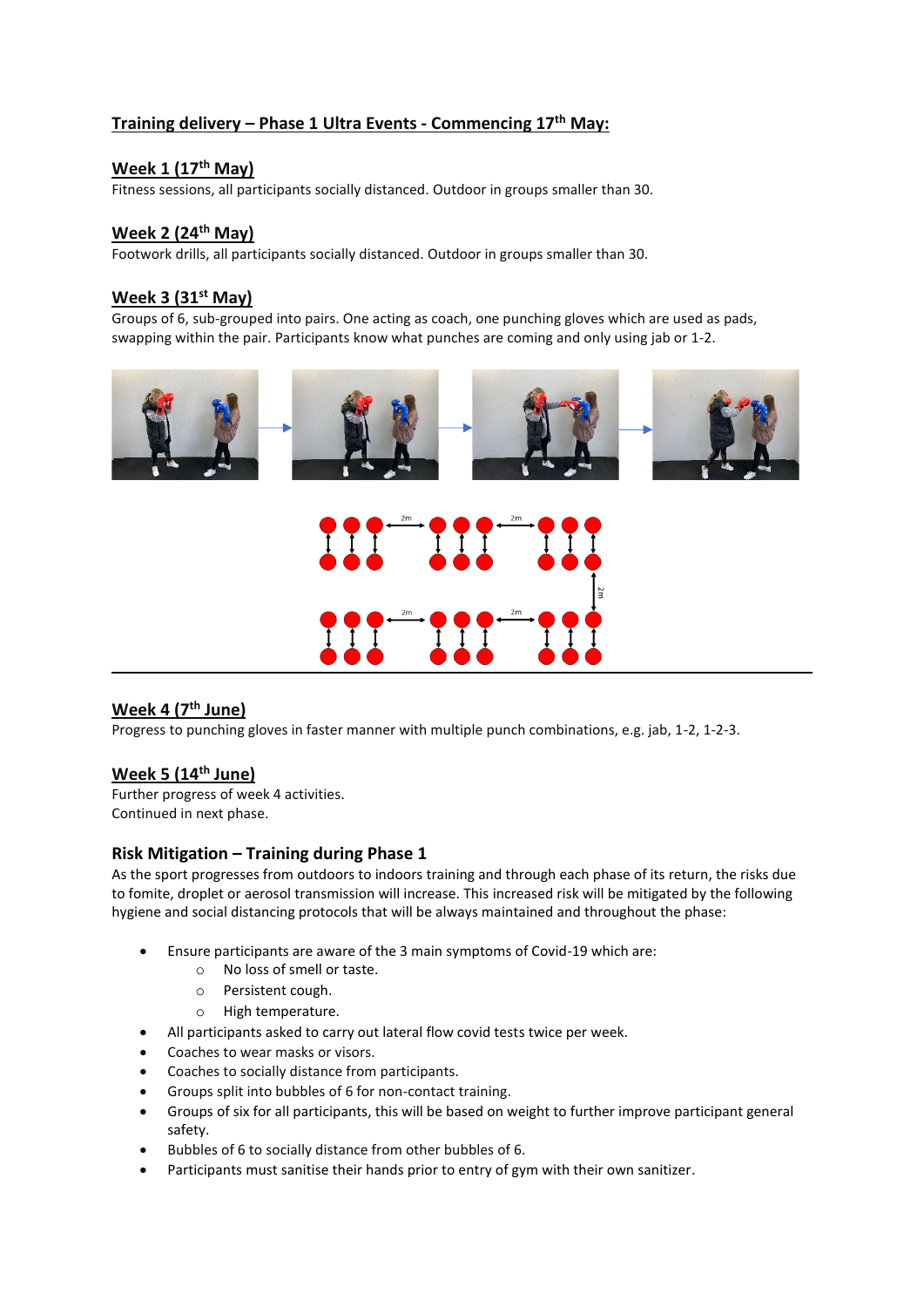## Training delivery – Phase 1 Ultra Events - Commencing 17th May:

### Week 1 (17th May)

Fitness sessions, all participants socially distanced. Outdoor in groups smaller than 30.

### Week 2 (24th May)

Footwork drills, all participants socially distanced. Outdoor in groups smaller than 30.

### Week 3 (31st May)

Groups of 6, sub-grouped into pairs. One acting as coach, one punching gloves which are used as pads, swapping within the pair. Participants know what punches are coming and only using jab or 1-2.

---

### Week 4 (7th June)

Progress to punching gloves in faster manner with multiple punch combinations, e.g. jab, 1-2, 1-2-3.

### Week 5 (14th June)

Further progress of week 4 activities.
Continued in next phase.

### Risk Mitigation – Training during Phase 1

As the sport progresses from outdoors to indoors training and through each phase of its return, the risks due to fomite, droplet or aerosol transmission will increase. This increased risk will be mitigated by the following hygiene and social distancing protocols that will be always maintained and throughout the phase:

- Ensure participants are aware of the 3 main symptoms of Covid-19 which are:
  - No loss of smell or taste.
  - Persistent cough.
  - High temperature.
- All participants asked to carry out lateral flow covid tests twice per week.
- Coaches to wear masks or visors.
- Coaches to socially distance from participants.
- Groups split into bubbles of 6 for non-contact training.
- Groups of six for all participants, this will be based on weight to further improve participant general safety.
- Bubbles of 6 to socially distance from other bubbles of 6.
- Participants must sanitise their hands prior to entry of gym with their own sanitizer.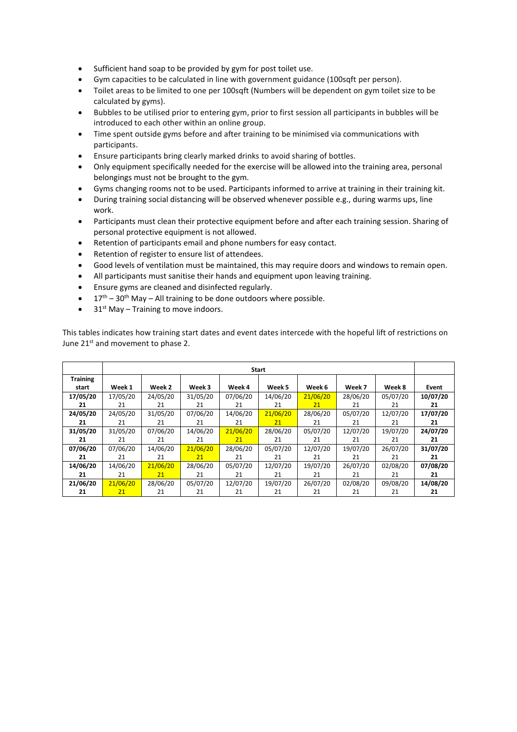- Sufficient hand soap to be provided by gym for post toilet use.
- Gym capacities to be calculated in line with government guidance (100sqft per person).
- Toilet areas to be limited to one per 100sqft (Numbers will be dependent on gym toilet size to be calculated by gyms).
- Bubbles to be utilised prior to entering gym, prior to first session all participants in bubbles will be introduced to each other within an online group.
- Time spent outside gyms before and after training to be minimised via communications with participants.
- Ensure participants bring clearly marked drinks to avoid sharing of bottles.
- Only equipment specifically needed for the exercise will be allowed into the training area, personal belongings must not be brought to the gym.
- Gyms changing rooms not to be used. Participants informed to arrive at training in their training kit.
- During training social distancing will be observed whenever possible e.g., during warms ups, line work.
- Participants must clean their protective equipment before and after each training session. Sharing of personal protective equipment is not allowed.
- Retention of participants email and phone numbers for easy contact.
- Retention of register to ensure list of attendees.
- Good levels of ventilation must be maintained, this may require doors and windows to remain open.
- All participants must sanitise their hands and equipment upon leaving training.
- Ensure gyms are cleaned and disinfected regularly.
- 17th – 30th May – All training to be done outdoors where possible.
- 31st May – Training to move indoors.

This tables indicates how training start dates and event dates intercede with the hopeful lift of restrictions on June 21st and movement to phase 2.

| | Start | | | | | | | | |
|---|---|---|---|---|---|---|---|---|---|
| **Training start** | **Week 1** | **Week 2** | **Week 3** | **Week 4** | **Week 5** | **Week 6** | **Week 7** | **Week 8** | **Event** |
| **17/05/2021** | 17/05/2021 | 24/05/2021 | 31/05/2021 | 07/06/2021 | 14/06/2021 | 21/06/2021 | 28/06/2021 | 05/07/2021 | **10/07/2021** |
| **24/05/2021** | 24/05/2021 | 31/05/2021 | 07/06/2021 | 14/06/2021 | 21/06/2021 | 28/06/2021 | 05/07/2021 | 12/07/2021 | **17/07/2021** |
| **31/05/2021** | 31/05/2021 | 07/06/2021 | 14/06/2021 | 21/06/2021 | 28/06/2021 | 05/07/2021 | 12/07/2021 | 19/07/2021 | **24/07/2021** |
| **07/06/2021** | 07/06/2021 | 14/06/2021 | 21/06/2021 | 28/06/2021 | 05/07/2021 | 12/07/2021 | 19/07/2021 | 26/07/2021 | **31/07/2021** |
| **14/06/2021** | 14/06/2021 | 21/06/2021 | 28/06/2021 | 05/07/2021 | 12/07/2021 | 19/07/2021 | 26/07/2021 | 02/08/2021 | **07/08/2021** |
| **21/06/2021** | 21/06/2021 | 28/06/2021 | 05/07/2021 | 12/07/2021 | 19/07/2021 | 26/07/2021 | 02/08/2021 | 09/08/2021 | **14/08/2021** |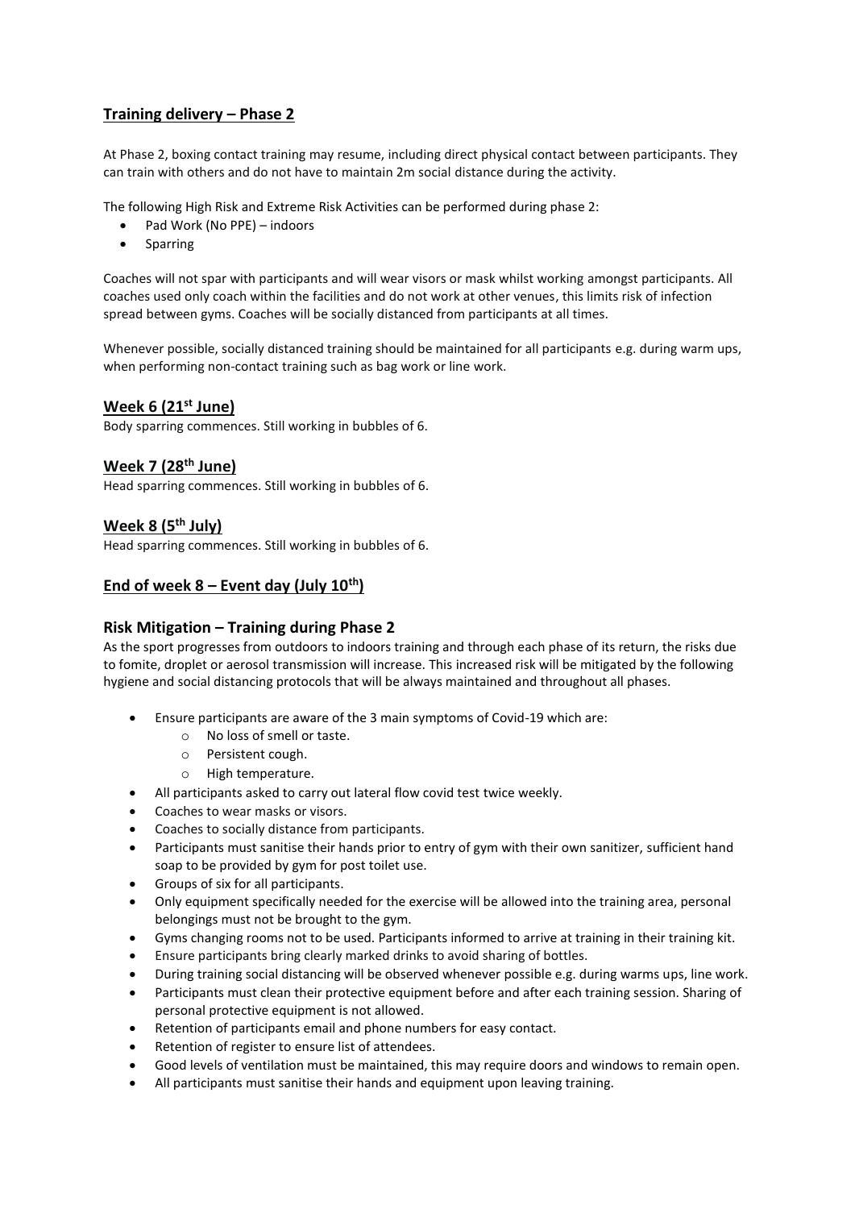## Training delivery – Phase 2

At Phase 2, boxing contact training may resume, including direct physical contact between participants. They can train with others and do not have to maintain 2m social distance during the activity.

The following High Risk and Extreme Risk Activities can be performed during phase 2:

- Pad Work (No PPE) – indoors
- Sparring

Coaches will not spar with participants and will wear visors or mask whilst working amongst participants. All coaches used only coach within the facilities and do not work at other venues, this limits risk of infection spread between gyms. Coaches will be socially distanced from participants at all times.

Whenever possible, socially distanced training should be maintained for all participants e.g. during warm ups, when performing non-contact training such as bag work or line work.

### Week 6 (21st June)

Body sparring commences. Still working in bubbles of 6.

### Week 7 (28th June)

Head sparring commences. Still working in bubbles of 6.

### Week 8 (5th July)

Head sparring commences. Still working in bubbles of 6.

### End of week 8 – Event day (July 10th)

### Risk Mitigation – Training during Phase 2

As the sport progresses from outdoors to indoors training and through each phase of its return, the risks due to fomite, droplet or aerosol transmission will increase. This increased risk will be mitigated by the following hygiene and social distancing protocols that will be always maintained and throughout all phases.

- Ensure participants are aware of the 3 main symptoms of Covid-19 which are:
  - No loss of smell or taste.
  - Persistent cough.
  - High temperature.
- All participants asked to carry out lateral flow covid test twice weekly.
- Coaches to wear masks or visors.
- Coaches to socially distance from participants.
- Participants must sanitise their hands prior to entry of gym with their own sanitizer, sufficient hand soap to be provided by gym for post toilet use.
- Groups of six for all participants.
- Only equipment specifically needed for the exercise will be allowed into the training area, personal belongings must not be brought to the gym.
- Gyms changing rooms not to be used. Participants informed to arrive at training in their training kit.
- Ensure participants bring clearly marked drinks to avoid sharing of bottles.
- During training social distancing will be observed whenever possible e.g. during warms ups, line work.
- Participants must clean their protective equipment before and after each training session. Sharing of personal protective equipment is not allowed.
- Retention of participants email and phone numbers for easy contact.
- Retention of register to ensure list of attendees.
- Good levels of ventilation must be maintained, this may require doors and windows to remain open.
- All participants must sanitise their hands and equipment upon leaving training.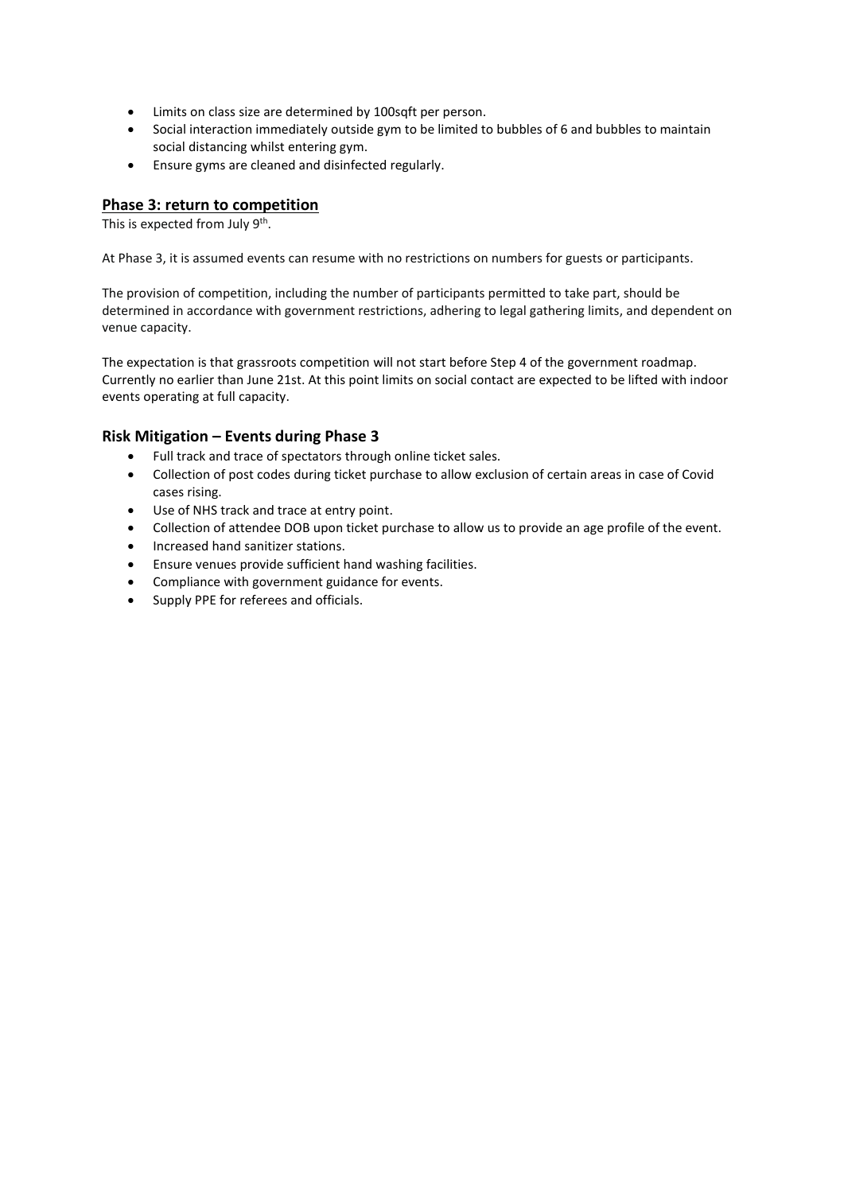- Limits on class size are determined by 100sqft per person.
- Social interaction immediately outside gym to be limited to bubbles of 6 and bubbles to maintain social distancing whilst entering gym.
- Ensure gyms are cleaned and disinfected regularly.

## Phase 3: return to competition

This is expected from July 9th.

At Phase 3, it is assumed events can resume with no restrictions on numbers for guests or participants.

The provision of competition, including the number of participants permitted to take part, should be determined in accordance with government restrictions, adhering to legal gathering limits, and dependent on venue capacity.

The expectation is that grassroots competition will not start before Step 4 of the government roadmap. Currently no earlier than June 21st. At this point limits on social contact are expected to be lifted with indoor events operating at full capacity.

### Risk Mitigation – Events during Phase 3

- Full track and trace of spectators through online ticket sales.
- Collection of post codes during ticket purchase to allow exclusion of certain areas in case of Covid cases rising.
- Use of NHS track and trace at entry point.
- Collection of attendee DOB upon ticket purchase to allow us to provide an age profile of the event.
- Increased hand sanitizer stations.
- Ensure venues provide sufficient hand washing facilities.
- Compliance with government guidance for events.
- Supply PPE for referees and officials.